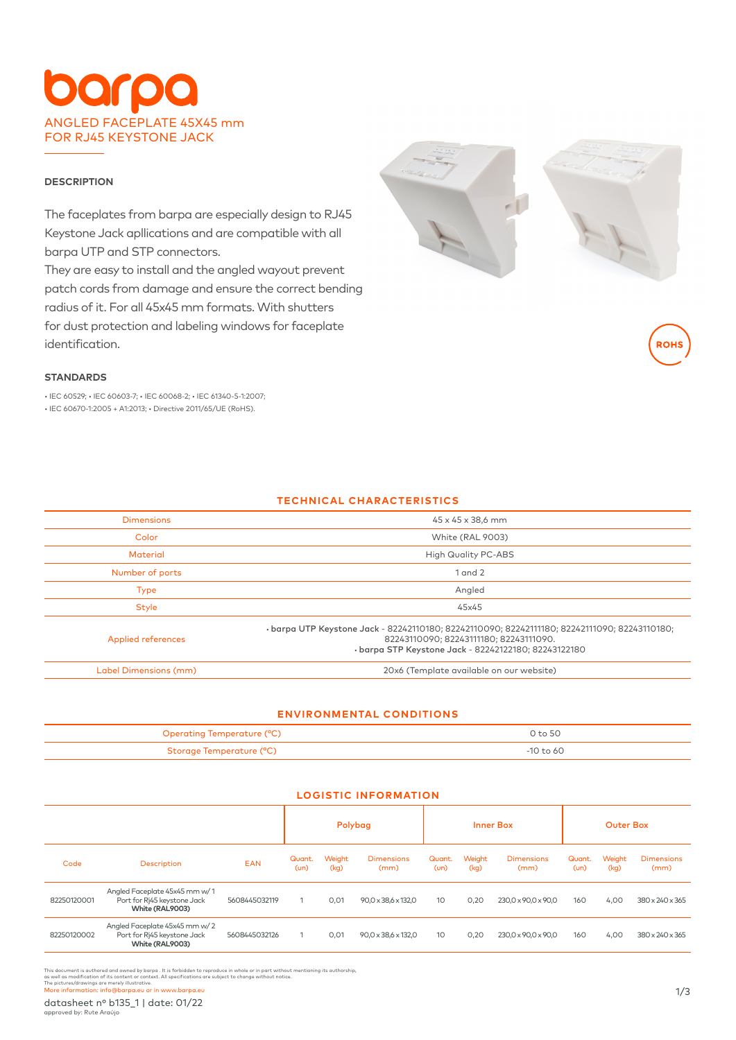# barpa

## ANGLED FACEPLATE 45X45 mm FOR RJ45 KEYSTONE JACK

### DESCRIPTION

The faceplates from barpa are especially design to RJ45 Keystone Jack apllications and are compatible with all barpa UTP and STP connectors.
They are easy to install and the angled wayout prevent patch cords from damage and ensure the correct bending radius of it. For all 45x45 mm formats. With shutters for dust protection and labeling windows for faceplate identification.

ROHS

### STANDARDS

• IEC 60529; • IEC 60603-7; • IEC 60068-2; • IEC 61340-5-1:2007;
• IEC 60670-1:2005 + A1:2013; • Directive 2011/65/UE (RoHS).

### TECHNICAL CHARACTERISTICS

| | |
|---|---|
| Dimensions | 45 x 45 x 38,6 mm |
| Color | White (RAL 9003) |
| Material | High Quality PC-ABS |
| Number of ports | 1 and 2 |
| Type | Angled |
| Style | 45x45 |
| Applied references | • **barpa UTP Keystone Jack** - 82242110180; 82242110090; 82242111180; 82242111090; 82243110180; 82243110090; 82243111180; 82243111090. • **barpa STP Keystone Jack** - 82242122180; 82243122180 |
| Label Dimensions (mm) | 20x6 (Template available on our website) |

### ENVIRONMENTAL CONDITIONS

| | |
|---|---|
| Operating Temperature (°C) | 0 to 50 |
| Storage Temperature (°C) | -10 to 60 |

### LOGISTIC INFORMATION

| | | | Polybag | | | Inner Box | | | Outer Box | | |
|---|---|---|---|---|---|---|---|---|---|---|---|
| Code | Description | EAN | Quant. (un) | Weight (kg) | Dimensions (mm) | Quant. (un) | Weight (kg) | Dimensions (mm) | Quant. (un) | Weight (kg) | Dimensions (mm) |
| 82250120001 | Angled Faceplate 45x45 mm w/ 1 Port for Rj45 keystone Jack **White (RAL9003)** | 5608445032119 | 1 | 0,01 | 90,0 x 38,6 x 132,0 | 10 | 0,20 | 230,0 x 90,0 x 90,0 | 160 | 4,00 | 380 x 240 x 365 |
| 82250120002 | Angled Faceplate 45x45 mm w/ 2 Port for Rj45 keystone Jack **White (RAL9003)** | 5608445032126 | 1 | 0,01 | 90,0 x 38,6 x 132,0 | 10 | 0,20 | 230,0 x 90,0 x 90,0 | 160 | 4,00 | 380 x 240 x 365 |

This document is authored and owned by barpa . It is forbidden to reproduce in whole or in part without mentioning its authorship, as well as modification of its content or context. All specifications are subject to change without notice.
The pictures/drawings are merely illustrative.
More information: info@barpa.eu or in www.barpa.eu

datasheet nº b135_1 | date: 01/22
approved by: Rute Araújo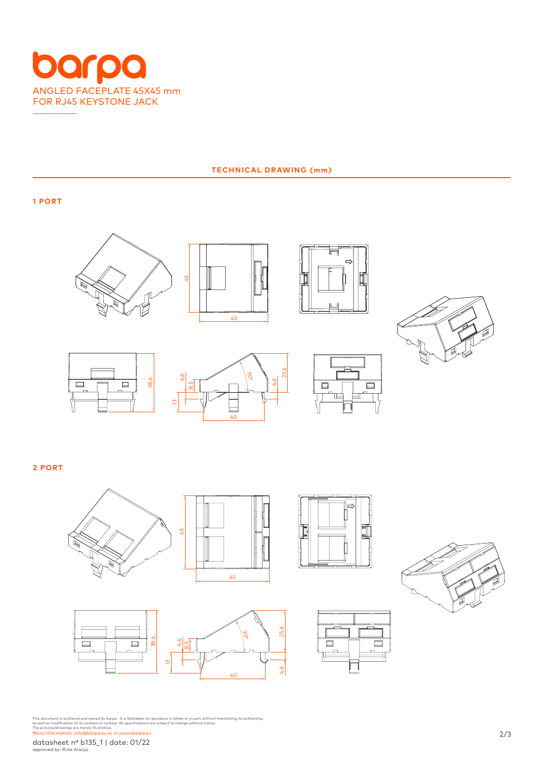# barpa

ANGLED FACEPLATE 45X45 mm
FOR RJ45 KEYSTONE JACK

## TECHNICAL DRAWING (mm)

### 1 PORT

45

45

38,6

4,6

8,5

13

30°

25,6

4,6

40

### 2 PORT

45

45

38,6

4,6

8,5

13

30°

25,6

4,6

40

This document is authored and owned by barpa . It is forbidden to reproduce in whole or in part without mentioning its authorship, as well as modification of its content or context. All specifications are subject to change without notice.
The pictures/drawings are merely illustrative.
More information: info@barpa.eu or in www.barpa.eu

datasheet nº b135_1 | date: 01/22
approved by: Rute Araújo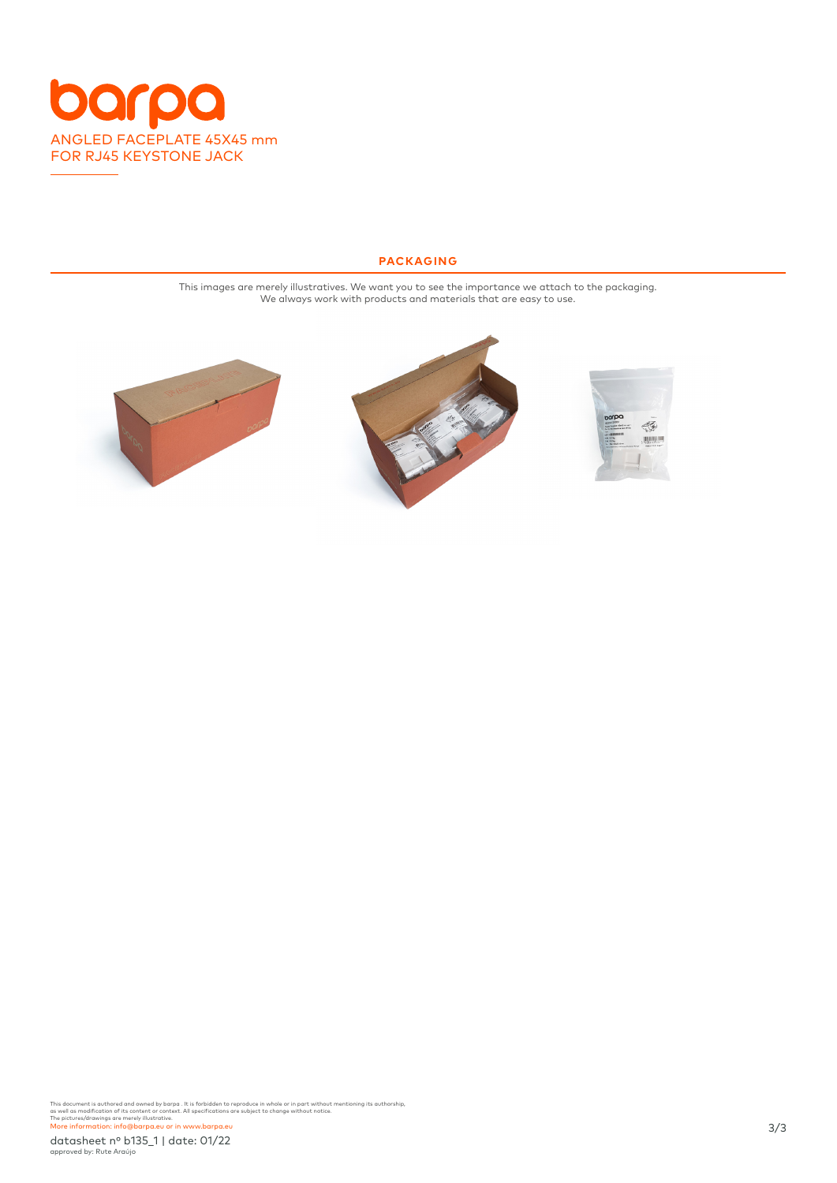# barpa

ANGLED FACEPLATE 45X45 mm
FOR RJ45 KEYSTONE JACK

## PACKAGING

This images are merely illustratives. We want you to see the importance we attach to the packaging.
We always work with products and materials that are easy to use.

This document is authored and owned by barpa . It is forbidden to reproduce in whole or in part without mentioning its authorship, as well as modification of its content or context. All specifications are subject to change without notice.
The pictures/drawings are merely illustrative.
More information: info@barpa.eu or in www.barpa.eu

datasheet nº b135_1 | date: 01/22
approved by: Rute Araújo